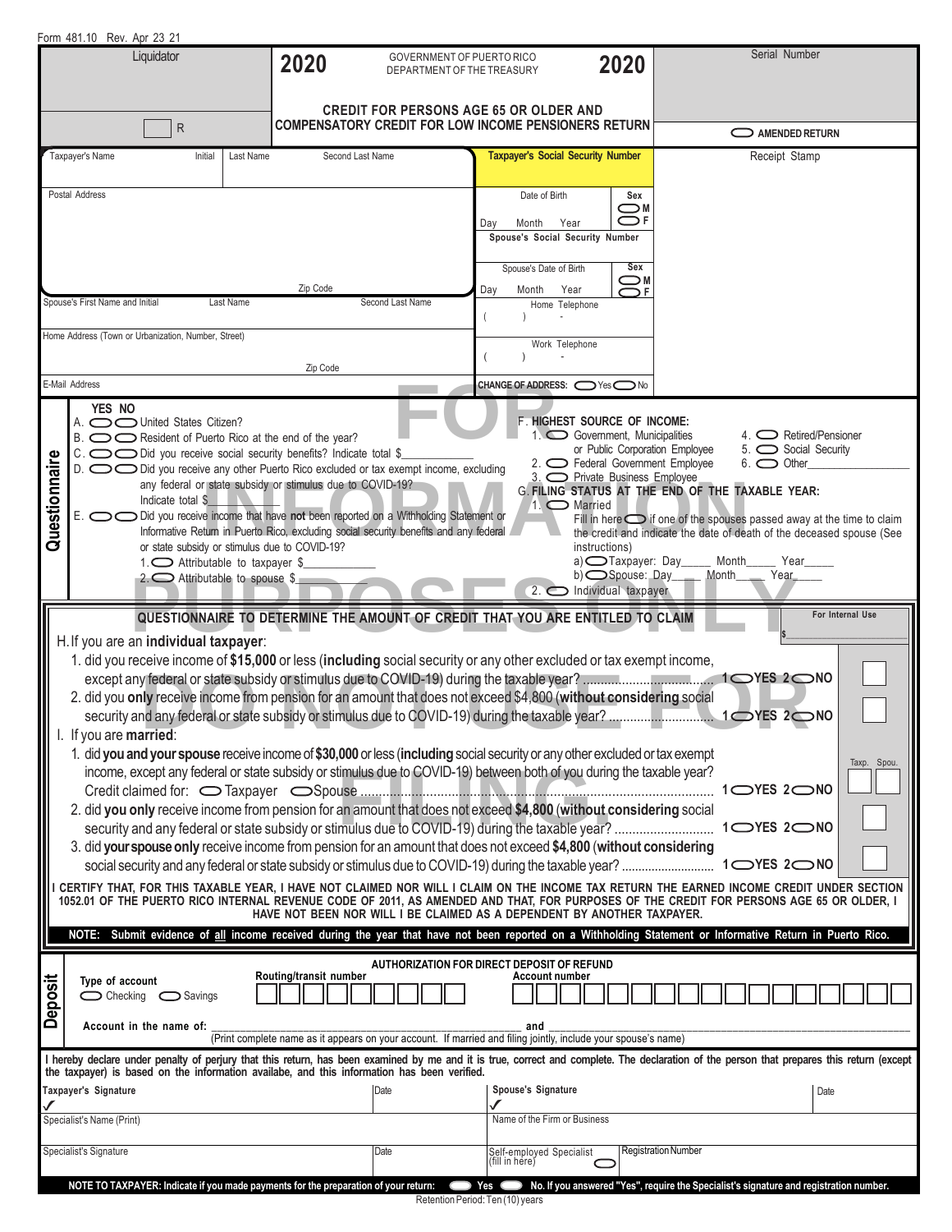Form 481.10 Rev. Apr 23 21

| Liquidator | 2020 | GOVERNMENT OF PUERTO RICO DEPARTMENT OF THE TREASURY | 2020 | Serial Number |
|---|---|---|---|---|
| R | | **CREDIT FOR PERSONS AGE 65 OR OLDER AND COMPENSATORY CREDIT FOR LOW INCOME PENSIONERS RETURN** | | AMENDED RETURN |

| Taxpayer's Name, Initial, Last Name, Second Last Name | **Taxpayer's Social Security Number** | Receipt Stamp |
|---|---|---|
| Postal Address | Date of Birth (Day Month Year) — Sex: M / F | |
| Zip Code | **Spouse's Social Security Number** | |
| Spouse's First Name and Initial, Last Name, Second Last Name | Spouse's Date of Birth (Day Month Year) — Sex: M / F | |
| Home Address (Town or Urbanization, Number, Street) | Home Telephone ( ) - | |
| Zip Code | Work Telephone ( ) - | |
| E-Mail Address | CHANGE OF ADDRESS: Yes / No | |

FOR INFORMATION PURPOSES ONLY DO NOT USE FOR FILING

## Questionnaire

YES NO

A. United States Citizen?

B. Resident of Puerto Rico at the end of the year?

C. Did you receive social security benefits? Indicate total $____________

D. Did you receive any other Puerto Rico excluded or tax exempt income, excluding any federal or state subsidy or stimulus due to COVID-19? Indicate total $____________

E. Did you receive income that have **not** been reported on a Withholding Statement or Informative Return in Puerto Rico, excluding social security benefits and any federal or state subsidy or stimulus due to COVID-19?
1. Attributable to taxpayer $____________
2. Attributable to spouse $____________

F. **HIGHEST SOURCE OF INCOME:**
1. Government, Municipalities or Public Corporation Employee
2. Federal Government Employee
3. Private Business Employee
4. Retired/Pensioner
5. Social Security
6. Other____________

G. **FILING STATUS AT THE END OF THE TAXABLE YEAR:**
1. Married
Fill in here if one of the spouses passed away at the time to claim the credit and indicate the date of death of the deceased spouse (See instructions)
a) Taxpayer: Day_____ Month_____ Year_____
b) Spouse: Day_____ Month_____ Year_____
2. Individual taxpayer

## QUESTIONNAIRE TO DETERMINE THE AMOUNT OF CREDIT THAT YOU ARE ENTITLED TO CLAIM

For Internal Use $

H. If you are an **individual taxpayer**:

1. did you receive income of **$15,000** or less (**including** social security or any other excluded or tax exempt income, except any federal or state subsidy or stimulus due to COVID-19) during the taxable year? .................. 1 YES 2 NO

2. did you **only** receive income from pension for an amount that does not exceed $4,800 (**without considering** social security and any federal or state subsidy or stimulus due to COVID-19) during the taxable year? .................. 1 YES 2 NO

I. If you are **married**:

1. did **you and your spouse** receive income of **$30,000** or less (**including** social security or any other excluded or tax exempt income, except any federal or state subsidy or stimulus due to COVID-19) between both of you during the taxable year? Credit claimed for: Taxpayer Spouse .................. 1 YES 2 NO (Taxp. Spou.)

2. did **you only** receive income from pension for an amount that does not exceed **$4,800** (**without considering** social security and any federal or state subsidy or stimulus due to COVID-19) during the taxable year? .................. 1 YES 2 NO

3. did **your spouse only** receive income from pension for an amount that does not exceed **$4,800** (**without considering** social security and any federal or state subsidy or stimulus due to COVID-19) during the taxable year? .................. 1 YES 2 NO

**I CERTIFY THAT, FOR THIS TAXABLE YEAR, I HAVE NOT CLAIMED NOR WILL I CLAIM ON THE INCOME TAX RETURN THE EARNED INCOME CREDIT UNDER SECTION 1052.01 OF THE PUERTO RICO INTERNAL REVENUE CODE OF 2011, AS AMENDED AND THAT, FOR PURPOSES OF THE CREDIT FOR PERSONS AGE 65 OR OLDER, I HAVE NOT BEEN NOR WILL I BE CLAIMED AS A DEPENDENT BY ANOTHER TAXPAYER.**

**NOTE: Submit evidence of all income received during the year that have not been reported on a Withholding Statement or Informative Return in Puerto Rico.**

## Deposit

**AUTHORIZATION FOR DIRECT DEPOSIT OF REFUND**

Type of account: Checking / Savings — Routing/transit number — Account number

Account in the name of: ____________________ and ____________________
(Print complete name as it appears on your account. If married and filing jointly, include your spouse's name)

I hereby declare under penalty of perjury that this return, has been examined by me and it is true, correct and complete. The declaration of the person that prepares this return (except the taxpayer) is based on the information availabe, and this information has been verified.

| Taxpayer's Signature | Date | Spouse's Signature | Date |
|---|---|---|---|
| Specialist's Name (Print) | | Name of the Firm or Business | |
| Specialist's Signature | Date | Self-employed Specialist (fill in here) | Registration Number |

**NOTE TO TAXPAYER: Indicate if you made payments for the preparation of your return: Yes No. If you answered "Yes", require the Specialist's signature and registration number.**

Retention Period: Ten (10) years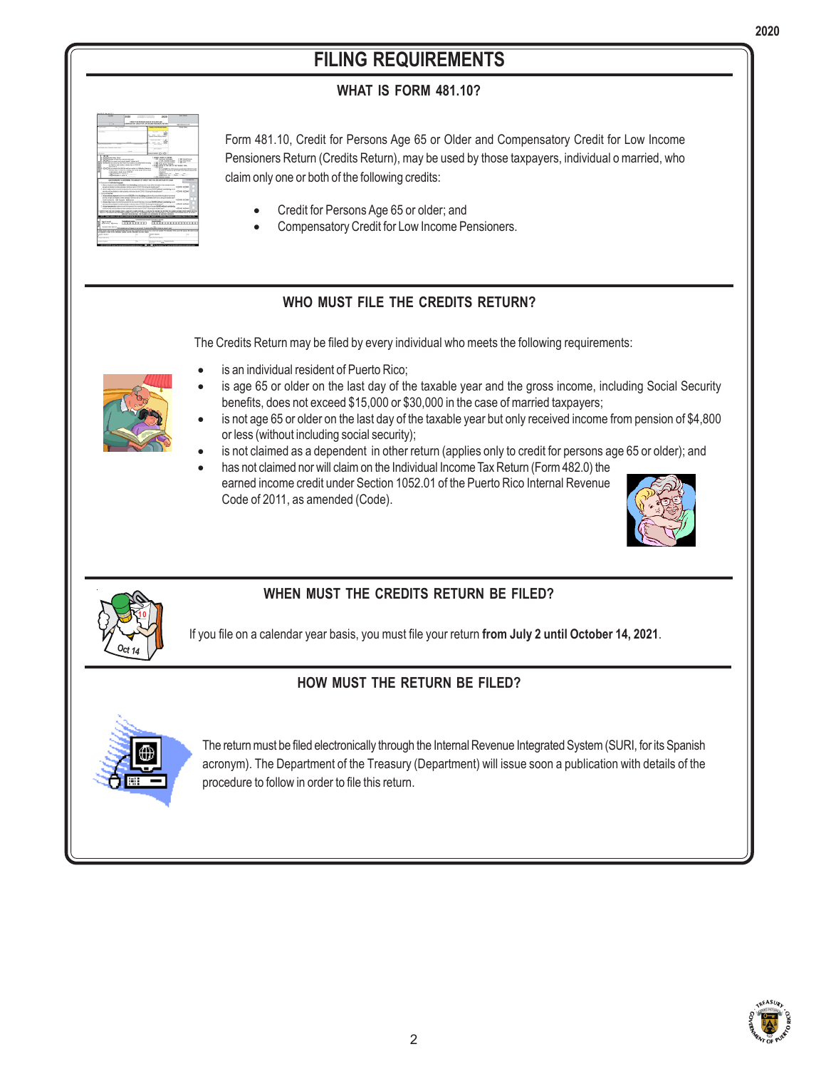# FILING REQUIREMENTS

## WHAT IS FORM 481.10?

Form 481.10, Credit for Persons Age 65 or Older and Compensatory Credit for Low Income Pensioners Return (Credits Return), may be used by those taxpayers, individual o married, who claim only one or both of the following credits:

- Credit for Persons Age 65 or older; and
- Compensatory Credit for Low Income Pensioners.

## WHO MUST FILE THE CREDITS RETURN?

The Credits Return may be filed by every individual who meets the following requirements:

- is an individual resident of Puerto Rico;
- is age 65 or older on the last day of the taxable year and the gross income, including Social Security benefits, does not exceed $15,000 or $30,000 in the case of married taxpayers;
- is not age 65 or older on the last day of the taxable year but only received income from pension of $4,800 or less (without including social security);
- is not claimed as a dependent in other return (applies only to credit for persons age 65 or older); and
- has not claimed nor will claim on the Individual Income Tax Return (Form 482.0) the earned income credit under Section 1052.01 of the Puerto Rico Internal Revenue Code of 2011, as amended (Code).

## WHEN MUST THE CREDITS RETURN BE FILED?

If you file on a calendar year basis, you must file your return **from July 2 until October 14, 2021**.

## HOW MUST THE RETURN BE FILED?

The return must be filed electronically through the Internal Revenue Integrated System (SURI, for its Spanish acronym). The Department of the Treasury (Department) will issue soon a publication with details of the procedure to follow in order to file this return.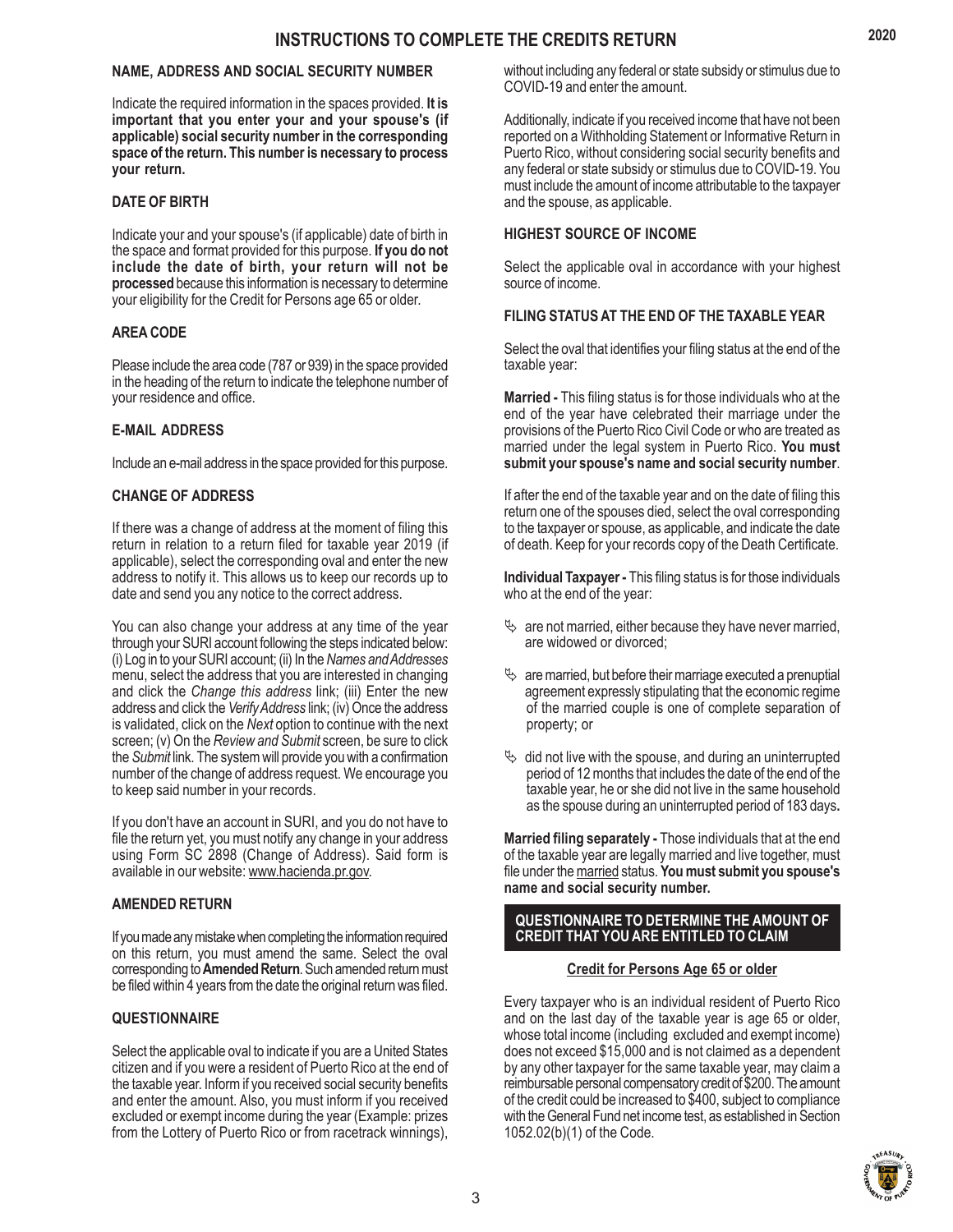# INSTRUCTIONS TO COMPLETE THE CREDITS RETURN

## NAME, ADDRESS AND SOCIAL SECURITY NUMBER

Indicate the required information in the spaces provided. **It is important that you enter your and your spouse's (if applicable) social security number in the corresponding space of the return. This number is necessary to process your return.**

## DATE OF BIRTH

Indicate your and your spouse's (if applicable) date of birth in the space and format provided for this purpose. **If you do not include the date of birth, your return will not be processed** because this information is necessary to determine your eligibility for the Credit for Persons age 65 or older.

## AREA CODE

Please include the area code (787 or 939) in the space provided in the heading of the return to indicate the telephone number of your residence and office.

## E-MAIL ADDRESS

Include an e-mail address in the space provided for this purpose.

## CHANGE OF ADDRESS

If there was a change of address at the moment of filing this return in relation to a return filed for taxable year 2019 (if applicable), select the corresponding oval and enter the new address to notify it. This allows us to keep our records up to date and send you any notice to the correct address.

You can also change your address at any time of the year through your SURI account following the steps indicated below: (i) Log in to your SURI account; (ii) In the *Names and Addresses* menu, select the address that you are interested in changing and click the *Change this address* link; (iii) Enter the new address and click the *Verify Address* link; (iv) Once the address is validated, click on the *Next* option to continue with the next screen; (v) On the *Review and Submit* screen, be sure to click the *Submit* link. The system will provide you with a confirmation number of the change of address request. We encourage you to keep said number in your records.

If you don't have an account in SURI, and you do not have to file the return yet, you must notify any change in your address using Form SC 2898 (Change of Address). Said form is available in our website: www.hacienda.pr.gov.

## AMENDED RETURN

If you made any mistake when completing the information required on this return, you must amend the same. Select the oval corresponding to **Amended Return**. Such amended return must be filed within 4 years from the date the original return was filed.

## QUESTIONNAIRE

Select the applicable oval to indicate if you are a United States citizen and if you were a resident of Puerto Rico at the end of the taxable year. Inform if you received social security benefits and enter the amount. Also, you must inform if you received excluded or exempt income during the year (Example: prizes from the Lottery of Puerto Rico or from racetrack winnings), without including any federal or state subsidy or stimulus due to COVID-19 and enter the amount.

Additionally, indicate if you received income that have not been reported on a Withholding Statement or Informative Return in Puerto Rico, without considering social security benefits and any federal or state subsidy or stimulus due to COVID-19. You must include the amount of income attributable to the taxpayer and the spouse, as applicable.

## HIGHEST SOURCE OF INCOME

Select the applicable oval in accordance with your highest source of income.

## FILING STATUS AT THE END OF THE TAXABLE YEAR

Select the oval that identifies your filing status at the end of the taxable year:

**Married -** This filing status is for those individuals who at the end of the year have celebrated their marriage under the provisions of the Puerto Rico Civil Code or who are treated as married under the legal system in Puerto Rico. **You must submit your spouse's name and social security number**.

If after the end of the taxable year and on the date of filing this return one of the spouses died, select the oval corresponding to the taxpayer or spouse, as applicable, and indicate the date of death. Keep for your records copy of the Death Certificate.

**Individual Taxpayer -** This filing status is for those individuals who at the end of the year:

- are not married, either because they have never married, are widowed or divorced;
- are married, but before their marriage executed a prenuptial agreement expressly stipulating that the economic regime of the married couple is one of complete separation of property; or
- did not live with the spouse, and during an uninterrupted period of 12 months that includes the date of the end of the taxable year, he or she did not live in the same household as the spouse during an uninterrupted period of 183 days**.**

**Married filing separately -** Those individuals that at the end of the taxable year are legally married and live together, must file under the married status. **You must submit you spouse's name and social security number.**

## QUESTIONNAIRE TO DETERMINE THE AMOUNT OF CREDIT THAT YOU ARE ENTITLED TO CLAIM

### Credit for Persons Age 65 or older

Every taxpayer who is an individual resident of Puerto Rico and on the last day of the taxable year is age 65 or older, whose total income (including excluded and exempt income) does not exceed $15,000 and is not claimed as a dependent by any other taxpayer for the same taxable year, may claim a reimbursable personal compensatory credit of $200. The amount of the credit could be increased to $400, subject to compliance with the General Fund net income test, as established in Section 1052.02(b)(1) of the Code.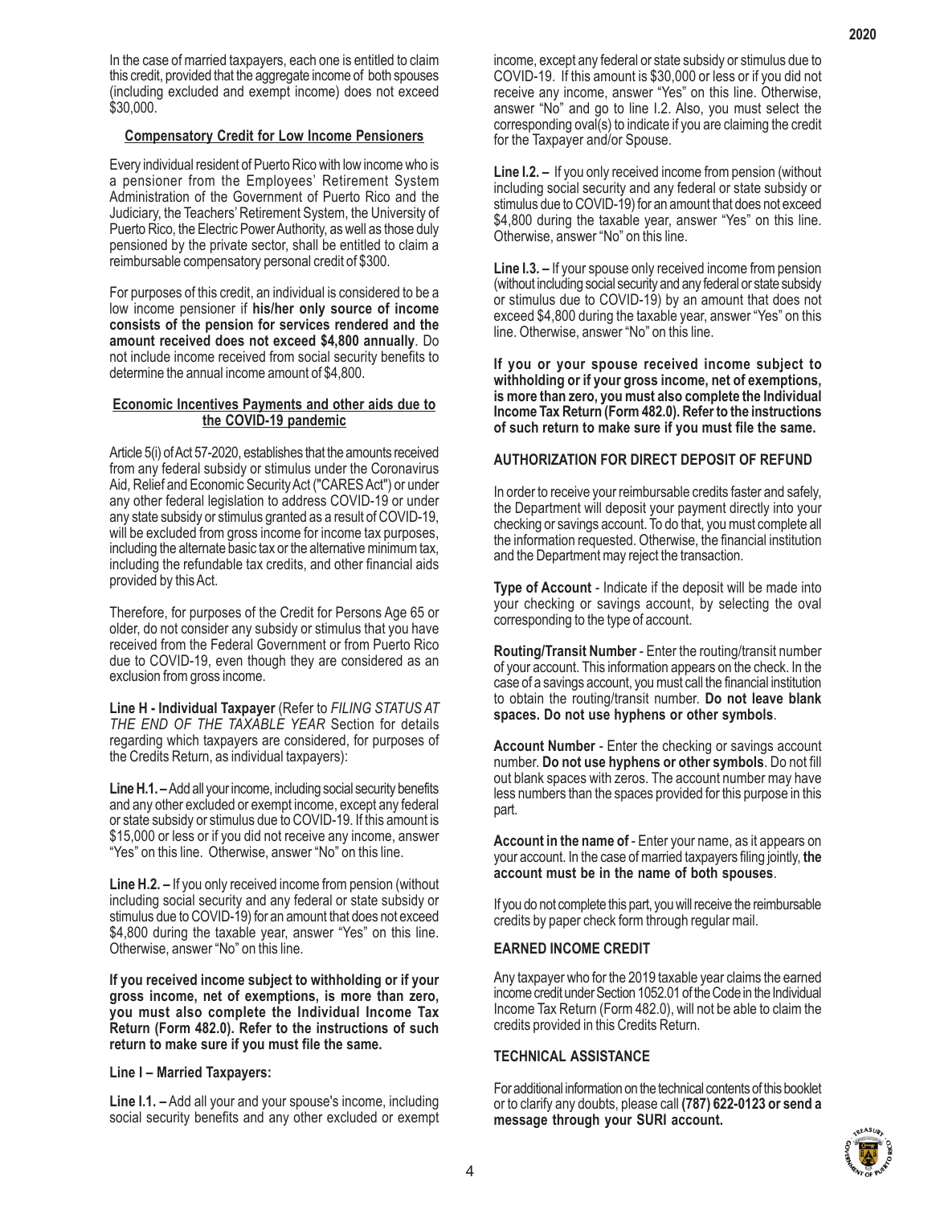In the case of married taxpayers, each one is entitled to claim this credit, provided that the aggregate income of both spouses (including excluded and exempt income) does not exceed $30,000.

**Compensatory Credit for Low Income Pensioners**

Every individual resident of Puerto Rico with low income who is a pensioner from the Employees' Retirement System Administration of the Government of Puerto Rico and the Judiciary, the Teachers' Retirement System, the University of Puerto Rico, the Electric Power Authority, as well as those duly pensioned by the private sector, shall be entitled to claim a reimbursable compensatory personal credit of $300.

For purposes of this credit, an individual is considered to be a low income pensioner if **his/her only source of income consists of the pension for services rendered and the amount received does not exceed $4,800 annually**. Do not include income received from social security benefits to determine the annual income amount of $4,800.

**Economic Incentives Payments and other aids due to the COVID-19 pandemic**

Article 5(i) of Act 57-2020, establishes that the amounts received from any federal subsidy or stimulus under the Coronavirus Aid, Relief and Economic Security Act ("CARES Act") or under any other federal legislation to address COVID-19 or under any state subsidy or stimulus granted as a result of COVID-19, will be excluded from gross income for income tax purposes, including the alternate basic tax or the alternative minimum tax, including the refundable tax credits, and other financial aids provided by this Act.

Therefore, for purposes of the Credit for Persons Age 65 or older, do not consider any subsidy or stimulus that you have received from the Federal Government or from Puerto Rico due to COVID-19, even though they are considered as an exclusion from gross income.

**Line H - Individual Taxpayer** (Refer to *FILING STATUS AT THE END OF THE TAXABLE YEAR* Section for details regarding which taxpayers are considered, for purposes of the Credits Return, as individual taxpayers):

**Line H.1. –** Add all your income, including social security benefits and any other excluded or exempt income, except any federal or state subsidy or stimulus due to COVID-19. If this amount is $15,000 or less or if you did not receive any income, answer "Yes" on this line. Otherwise, answer "No" on this line.

**Line H.2. –** If you only received income from pension (without including social security and any federal or state subsidy or stimulus due to COVID-19) for an amount that does not exceed $4,800 during the taxable year, answer "Yes" on this line. Otherwise, answer "No" on this line.

**If you received income subject to withholding or if your gross income, net of exemptions, is more than zero, you must also complete the Individual Income Tax Return (Form 482.0). Refer to the instructions of such return to make sure if you must file the same.**

**Line I – Married Taxpayers:**

**Line I.1. –** Add all your and your spouse's income, including social security benefits and any other excluded or exempt income, except any federal or state subsidy or stimulus due to COVID-19. If this amount is $30,000 or less or if you did not receive any income, answer "Yes" on this line. Otherwise, answer "No" and go to line I.2. Also, you must select the corresponding oval(s) to indicate if you are claiming the credit for the Taxpayer and/or Spouse.

**Line I.2. –** If you only received income from pension (without including social security and any federal or state subsidy or stimulus due to COVID-19) for an amount that does not exceed $4,800 during the taxable year, answer "Yes" on this line. Otherwise, answer "No" on this line.

**Line I.3. –** If your spouse only received income from pension (without including social security and any federal or state subsidy or stimulus due to COVID-19) by an amount that does not exceed $4,800 during the taxable year, answer "Yes" on this line. Otherwise, answer "No" on this line.

**If you or your spouse received income subject to withholding or if your gross income, net of exemptions, is more than zero, you must also complete the Individual Income Tax Return (Form 482.0). Refer to the instructions of such return to make sure if you must file the same.**

**AUTHORIZATION FOR DIRECT DEPOSIT OF REFUND**

In order to receive your reimbursable credits faster and safely, the Department will deposit your payment directly into your checking or savings account. To do that, you must complete all the information requested. Otherwise, the financial institution and the Department may reject the transaction.

**Type of Account** - Indicate if the deposit will be made into your checking or savings account, by selecting the oval corresponding to the type of account.

**Routing/Transit Number** - Enter the routing/transit number of your account. This information appears on the check. In the case of a savings account, you must call the financial institution to obtain the routing/transit number. **Do not leave blank spaces. Do not use hyphens or other symbols**.

**Account Number** - Enter the checking or savings account number. **Do not use hyphens or other symbols**. Do not fill out blank spaces with zeros. The account number may have less numbers than the spaces provided for this purpose in this part.

**Account in the name of** - Enter your name, as it appears on your account. In the case of married taxpayers filing jointly, **the account must be in the name of both spouses**.

If you do not complete this part, you will receive the reimbursable credits by paper check form through regular mail.

**EARNED INCOME CREDIT**

Any taxpayer who for the 2019 taxable year claims the earned income credit under Section 1052.01 of the Code in the Individual Income Tax Return (Form 482.0), will not be able to claim the credits provided in this Credits Return.

**TECHNICAL ASSISTANCE**

For additional information on the technical contents of this booklet or to clarify any doubts, please call **(787) 622-0123 or send a message through your SURI account.**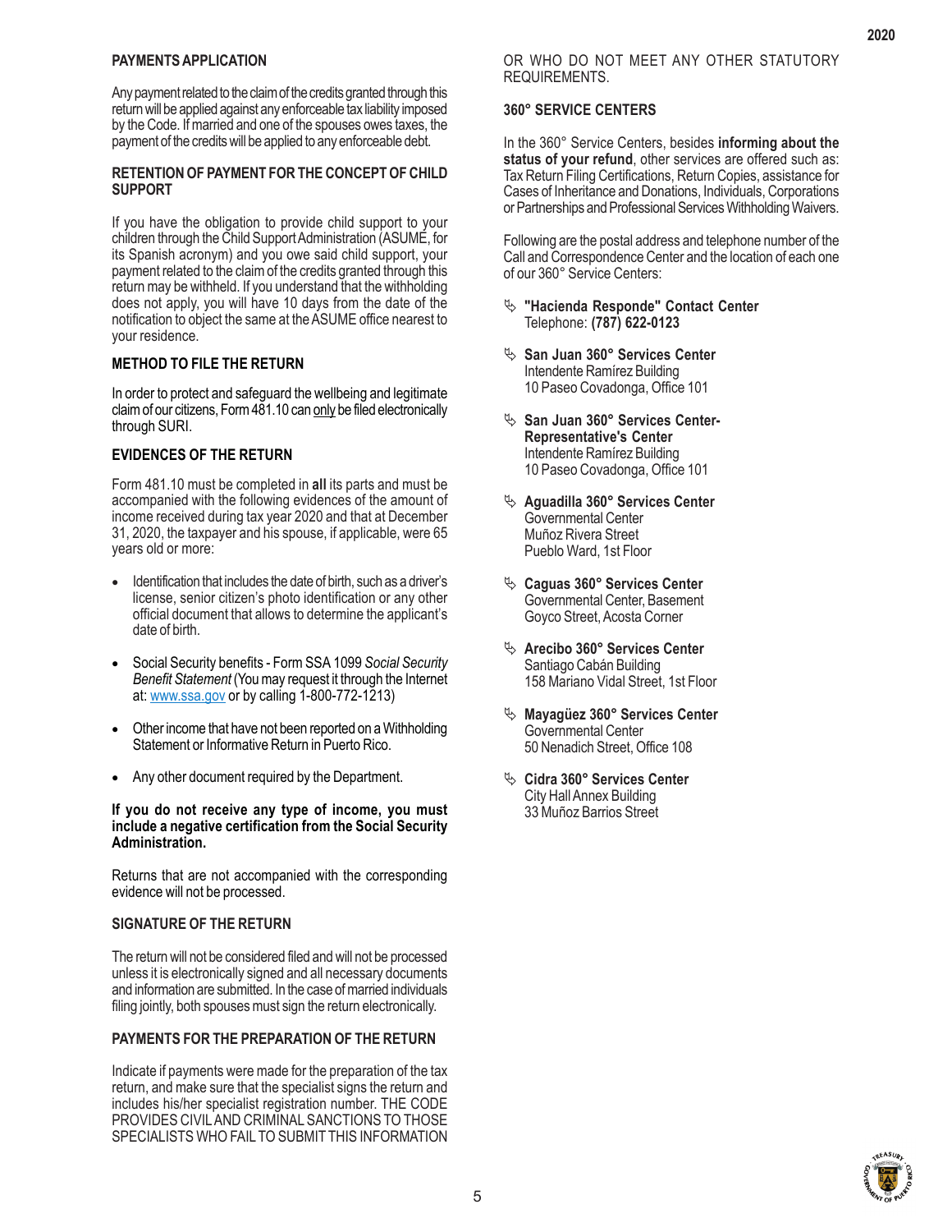### PAYMENTS APPLICATION

Any payment related to the claim of the credits granted through this return will be applied against any enforceable tax liability imposed by the Code. If married and one of the spouses owes taxes, the payment of the credits will be applied to any enforceable debt.

### RETENTION OF PAYMENT FOR THE CONCEPT OF CHILD SUPPORT

If you have the obligation to provide child support to your children through the Child Support Administration (ASUME, for its Spanish acronym) and you owe said child support, your payment related to the claim of the credits granted through this return may be withheld. If you understand that the withholding does not apply, you will have 10 days from the date of the notification to object the same at the ASUME office nearest to your residence.

### METHOD TO FILE THE RETURN

In order to protect and safeguard the wellbeing and legitimate claim of our citizens, Form 481.10 can only be filed electronically through SURI.

### EVIDENCES OF THE RETURN

Form 481.10 must be completed in **all** its parts and must be accompanied with the following evidences of the amount of income received during tax year 2020 and that at December 31, 2020, the taxpayer and his spouse, if applicable, were 65 years old or more:

- Identification that includes the date of birth, such as a driver's license, senior citizen's photo identification or any other official document that allows to determine the applicant's date of birth.
- Social Security benefits - Form SSA 1099 *Social Security Benefit Statement* (You may request it through the Internet at: www.ssa.gov or by calling 1-800-772-1213)
- Other income that have not been reported on a Withholding Statement or Informative Return in Puerto Rico.
- Any other document required by the Department.

**If you do not receive any type of income, you must include a negative certification from the Social Security Administration.**

Returns that are not accompanied with the corresponding evidence will not be processed.

### SIGNATURE OF THE RETURN

The return will not be considered filed and will not be processed unless it is electronically signed and all necessary documents and information are submitted. In the case of married individuals filing jointly, both spouses must sign the return electronically.

### PAYMENTS FOR THE PREPARATION OF THE RETURN

Indicate if payments were made for the preparation of the tax return, and make sure that the specialist signs the return and includes his/her specialist registration number. THE CODE PROVIDES CIVIL AND CRIMINAL SANCTIONS TO THOSE SPECIALISTS WHO FAIL TO SUBMIT THIS INFORMATION OR WHO DO NOT MEET ANY OTHER STATUTORY REQUIREMENTS.

### 360° SERVICE CENTERS

In the 360° Service Centers, besides **informing about the status of your refund**, other services are offered such as: Tax Return Filing Certifications, Return Copies, assistance for Cases of Inheritance and Donations, Individuals, Corporations or Partnerships and Professional Services Withholding Waivers.

Following are the postal address and telephone number of the Call and Correspondence Center and the location of each one of our 360° Service Centers:

- **"Hacienda Responde" Contact Center**
  Telephone: **(787) 622-0123**
- **San Juan 360° Services Center**
  Intendente Ramírez Building
  10 Paseo Covadonga, Office 101
- **San Juan 360° Services Center-Representative's Center**
  Intendente Ramírez Building
  10 Paseo Covadonga, Office 101
- **Aguadilla 360° Services Center**
  Governmental Center
  Muñoz Rivera Street
  Pueblo Ward, 1st Floor
- **Caguas 360° Services Center**
  Governmental Center, Basement
  Goyco Street, Acosta Corner
- **Arecibo 360° Services Center**
  Santiago Cabán Building
  158 Mariano Vidal Street, 1st Floor
- **Mayagüez 360° Services Center**
  Governmental Center
  50 Nenadich Street, Office 108
- **Cidra 360° Services Center**
  City Hall Annex Building
  33 Muñoz Barrios Street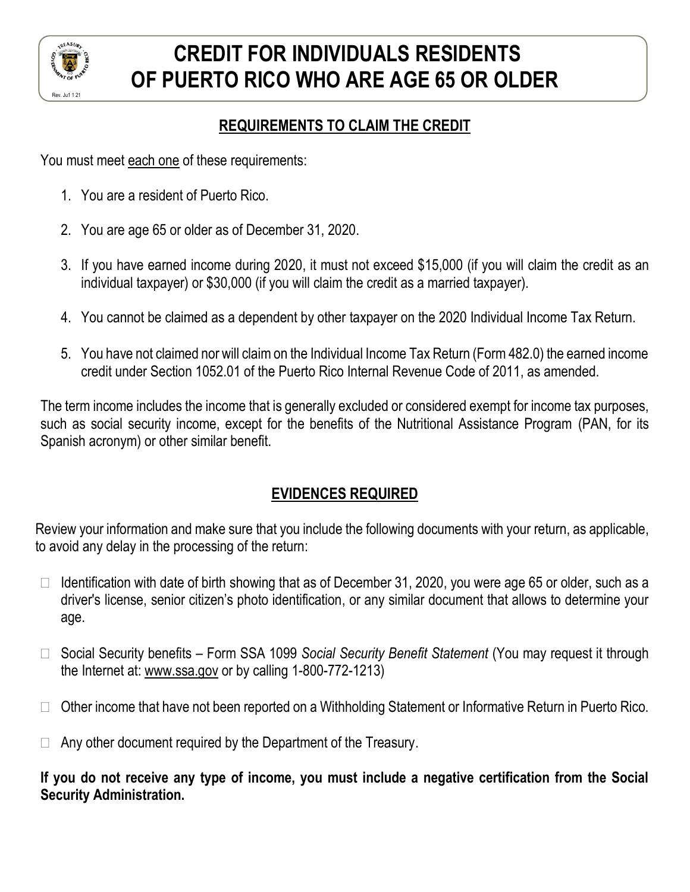# CREDIT FOR INDIVIDUALS RESIDENTS OF PUERTO RICO WHO ARE AGE 65 OR OLDER

Rev. Jul 1 21

## REQUIREMENTS TO CLAIM THE CREDIT

You must meet each one of these requirements:

1. You are a resident of Puerto Rico.
2. You are age 65 or older as of December 31, 2020.
3. If you have earned income during 2020, it must not exceed $15,000 (if you will claim the credit as an individual taxpayer) or $30,000 (if you will claim the credit as a married taxpayer).
4. You cannot be claimed as a dependent by other taxpayer on the 2020 Individual Income Tax Return.
5. You have not claimed nor will claim on the Individual Income Tax Return (Form 482.0) the earned income credit under Section 1052.01 of the Puerto Rico Internal Revenue Code of 2011, as amended.

The term income includes the income that is generally excluded or considered exempt for income tax purposes, such as social security income, except for the benefits of the Nutritional Assistance Program (PAN, for its Spanish acronym) or other similar benefit.

## EVIDENCES REQUIRED

Review your information and make sure that you include the following documents with your return, as applicable, to avoid any delay in the processing of the return:

- ☐ Identification with date of birth showing that as of December 31, 2020, you were age 65 or older, such as a driver's license, senior citizen's photo identification, or any similar document that allows to determine your age.
- ☐ Social Security benefits – Form SSA 1099 *Social Security Benefit Statement* (You may request it through the Internet at: www.ssa.gov or by calling 1-800-772-1213)
- ☐ Other income that have not been reported on a Withholding Statement or Informative Return in Puerto Rico.
- ☐ Any other document required by the Department of the Treasury.

**If you do not receive any type of income, you must include a negative certification from the Social Security Administration.**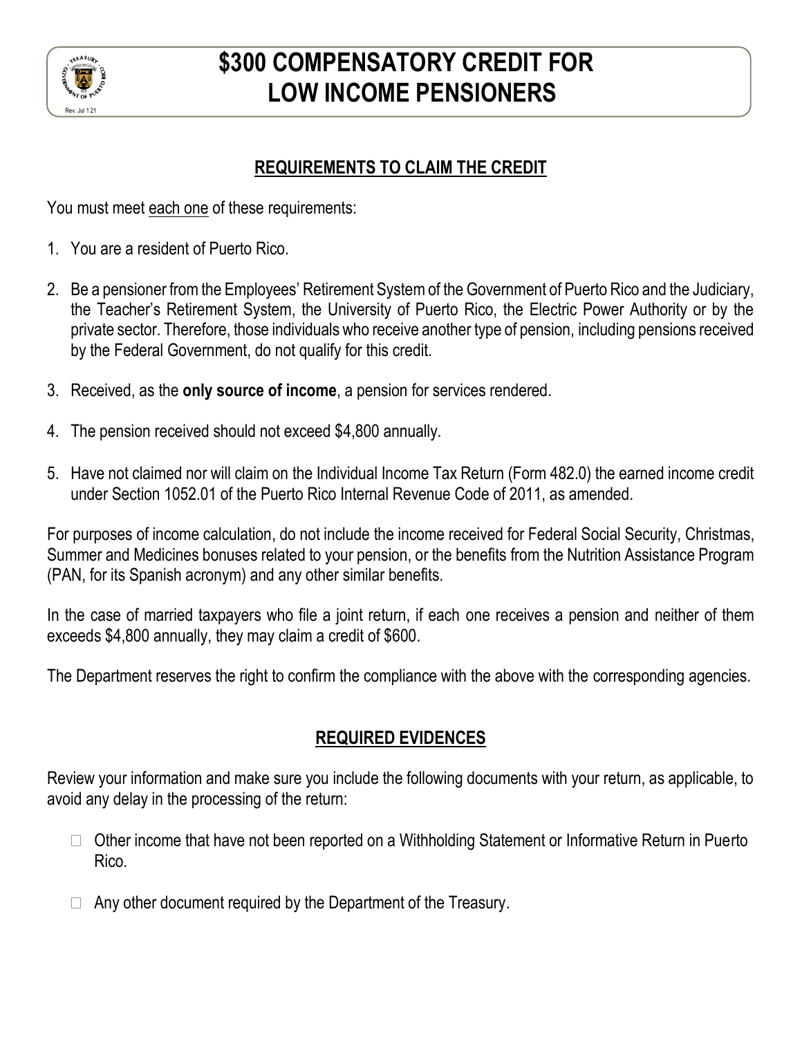# $300 COMPENSATORY CREDIT FOR LOW INCOME PENSIONERS

## REQUIREMENTS TO CLAIM THE CREDIT

You must meet each one of these requirements:

1. You are a resident of Puerto Rico.
2. Be a pensioner from the Employees' Retirement System of the Government of Puerto Rico and the Judiciary, the Teacher's Retirement System, the University of Puerto Rico, the Electric Power Authority or by the private sector. Therefore, those individuals who receive another type of pension, including pensions received by the Federal Government, do not qualify for this credit.
3. Received, as the **only source of income**, a pension for services rendered.
4. The pension received should not exceed $4,800 annually.
5. Have not claimed nor will claim on the Individual Income Tax Return (Form 482.0) the earned income credit under Section 1052.01 of the Puerto Rico Internal Revenue Code of 2011, as amended.

For purposes of income calculation, do not include the income received for Federal Social Security, Christmas, Summer and Medicines bonuses related to your pension, or the benefits from the Nutrition Assistance Program (PAN, for its Spanish acronym) and any other similar benefits.

In the case of married taxpayers who file a joint return, if each one receives a pension and neither of them exceeds $4,800 annually, they may claim a credit of $600.

The Department reserves the right to confirm the compliance with the above with the corresponding agencies.

## REQUIRED EVIDENCES

Review your information and make sure you include the following documents with your return, as applicable, to avoid any delay in the processing of the return:

- ☐ Other income that have not been reported on a Withholding Statement or Informative Return in Puerto Rico.
- ☐ Any other document required by the Department of the Treasury.